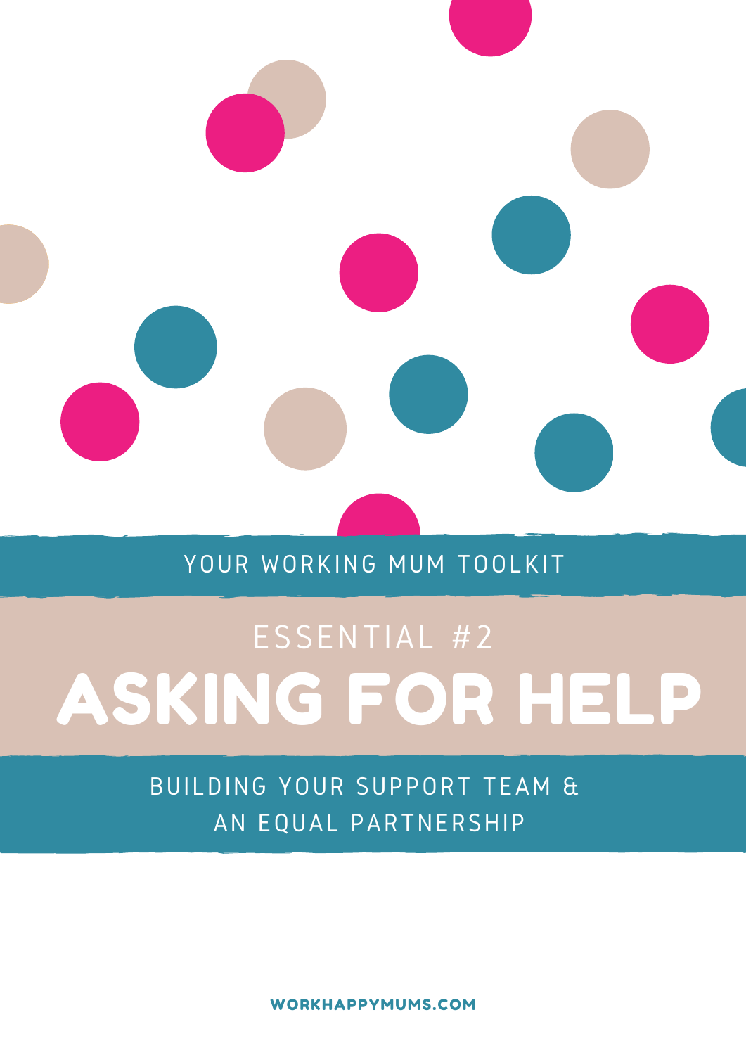YOUR WORKING MUM TOOLKIT

ESSENTIAL #2

# ASKING FOR HELP

BUILDING YOUR SUPPORT TEAM & AN EQUAL PARTNERSHIP

WORKHAPPYMUMS.COM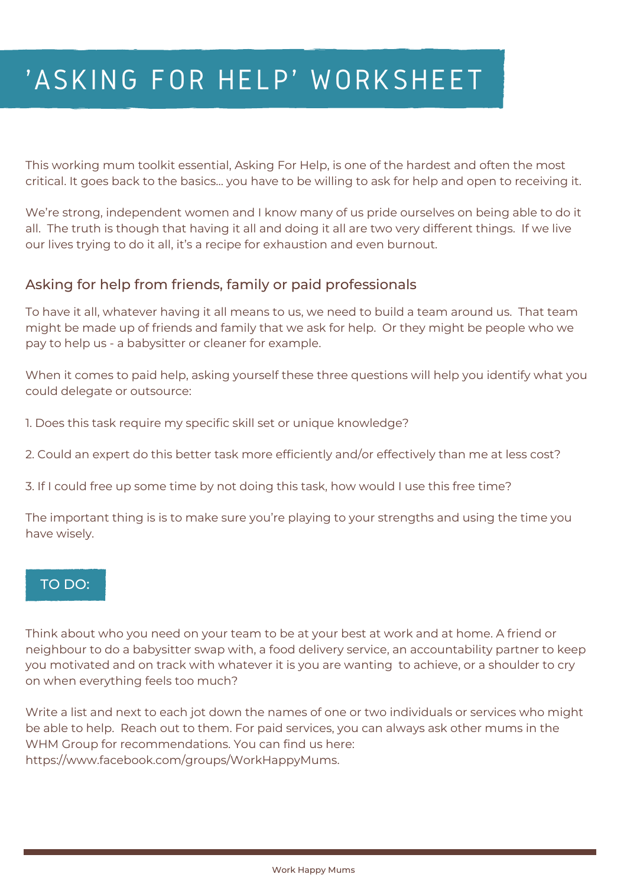# 'ASKING FOR HELP' WORKSHEET

This working mum toolkit essential, Asking For Help, is one of the hardest and often the most critical. It goes back to the basics... you have to be willing to ask for help and open to receiving it.

We're strong, independent women and I know many of us pride ourselves on being able to do it all. The truth is though that having it all and doing it all are two very different things. If we live our lives trying to do it all, it's a recipe for exhaustion and even burnout.

## Asking for help from friends, family or paid professionals

To have it all, whatever having it all means to us, we need to build a team around us. That team might be made up of friends and family that we ask for help. Or they might be people who we pay to help us - a babysitter or cleaner for example.

When it comes to paid help, asking yourself these three questions will help you identify what you could delegate or outsource:

1. Does this task require my specific skill set or unique knowledge?

2. Could an expert do this better task more efficiently and/or effectively than me at less cost?

3. If I could free up some time by not doing this task, how would I use this free time?

The important thing is is to make sure you're playing to your strengths and using the time you have wisely.

### TO DO:

Think about who you need on your team to be at your best at work and at home. A friend or neighbour to do a babysitter swap with, a food delivery service, an accountability partner to keep you motivated and on track with whatever it is you are wanting to achieve, or a shoulder to cry on when everything feels too much?

Write a list and next to each jot down the names of one or two individuals or services who might be able to help. Reach out to them. For paid services, you can always ask other mums in the WHM Group for recommendations. You can find us here: https://www.facebook.com/groups/WorkHappyMums.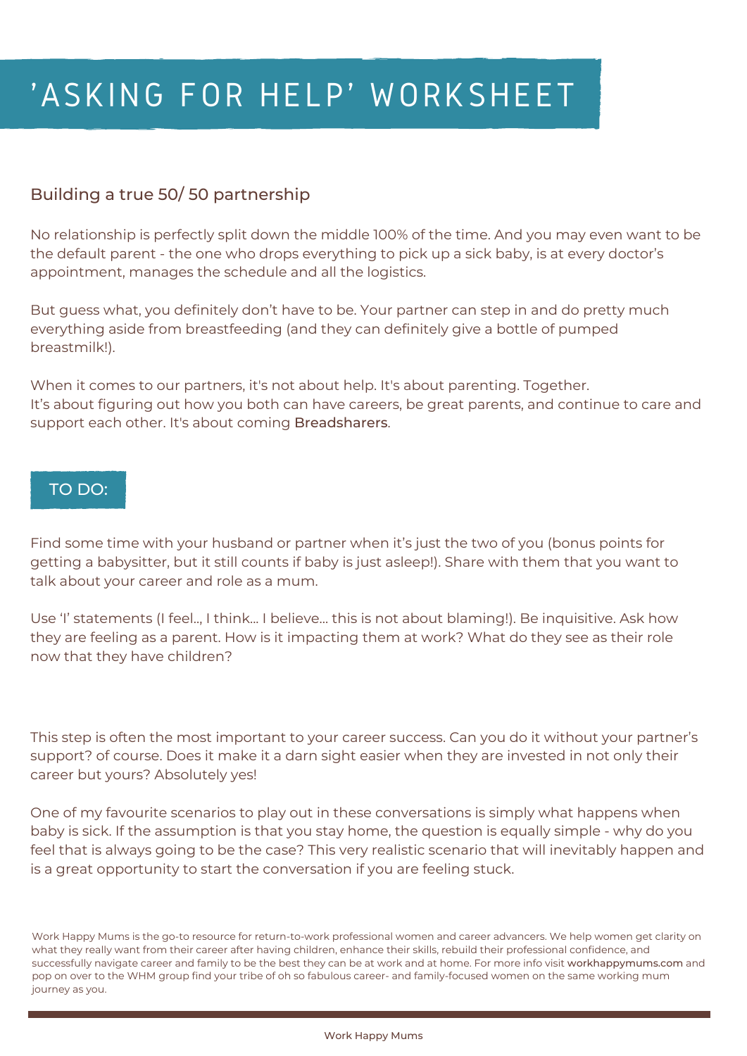# 'ASKING FOR HELP' WORKSHEET

## Building a true 50/ 50 partnership

No relationship is perfectly split down the middle 100% of the time. And you may even want to be the default parent - the one who drops everything to pick up a sick baby, is at every doctor's appointment, manages the schedule and all the logistics.

But guess what, you definitely don't have to be. Your partner can step in and do pretty much everything aside from breastfeeding (and they can definitely give a bottle of pumped breastmilk!).

When it comes to our partners, it's not about help. It's about parenting. Together.
It's about figuring out how you both can have careers, be great parents, and continue to care and support each other. It's about coming Breadsharers.

### TO DO:

Find some time with your husband or partner when it's just the two of you (bonus points for getting a babysitter, but it still counts if baby is just asleep!). Share with them that you want to talk about your career and role as a mum.

Use 'I' statements (I feel.., I think... I believe... this is not about blaming!). Be inquisitive. Ask how they are feeling as a parent. How is it impacting them at work? What do they see as their role now that they have children?

This step is often the most important to your career success. Can you do it without your partner's support? of course. Does it make it a darn sight easier when they are invested in not only their career but yours? Absolutely yes!

One of my favourite scenarios to play out in these conversations is simply what happens when baby is sick. If the assumption is that you stay home, the question is equally simple - why do you feel that is always going to be the case? This very realistic scenario that will inevitably happen and is a great opportunity to start the conversation if you are feeling stuck.

Work Happy Mums is the go-to resource for return-to-work professional women and career advancers. We help women get clarity on what they really want from their career after having children, enhance their skills, rebuild their professional confidence, and successfully navigate career and family to be the best they can be at work and at home. For more info visit workhappymums.com and pop on over to the WHM group find your tribe of oh so fabulous career- and family-focused women on the same working mum journey as you.